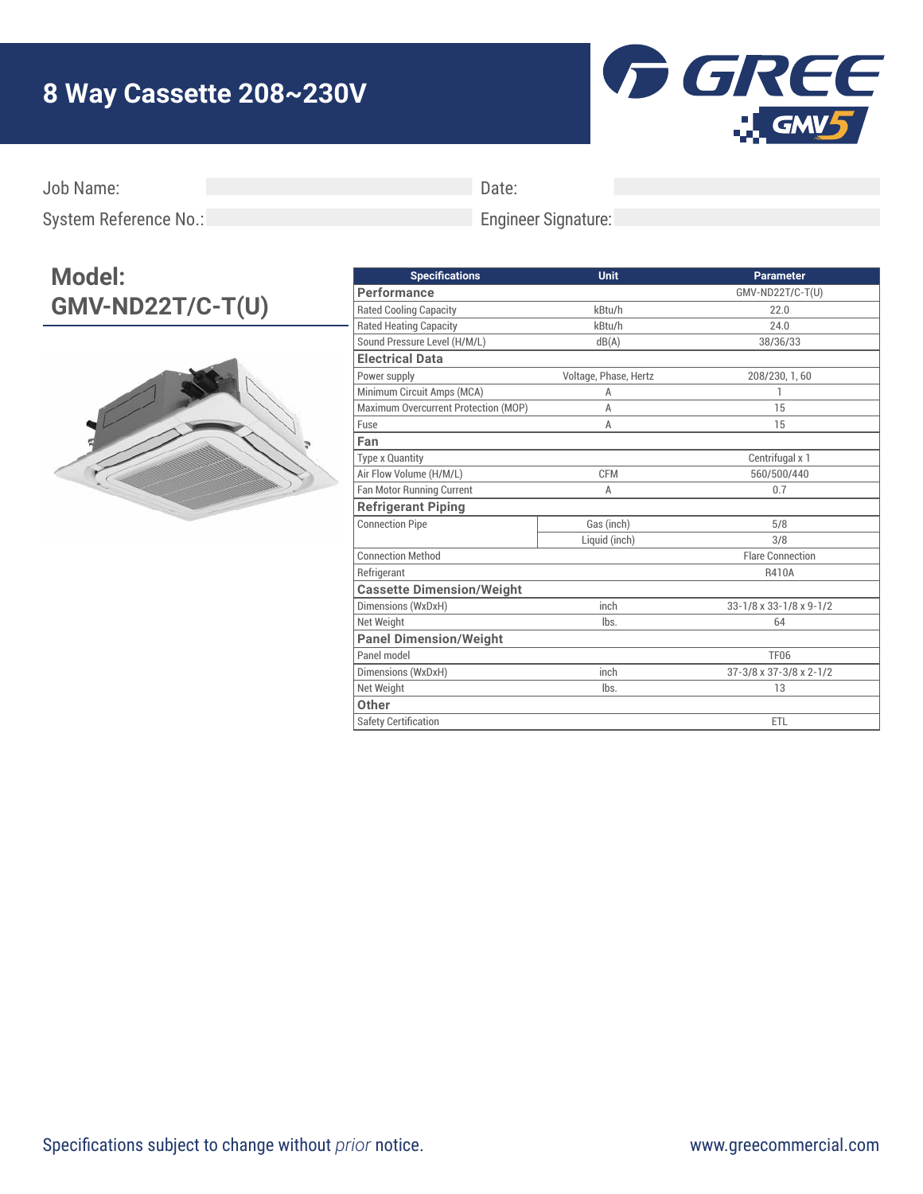# 8 Way Cassette 208~230V

Job Name: 

Date: 

System Reference No.: 

Engineer Signature: 

## Model: GMV-ND22T/C-T(U)

| Specifications | Unit | Parameter |
|---|---|---|
| **Performance** | | GMV-ND22T/C-T(U) |
| Rated Cooling Capacity | kBtu/h | 22.0 |
| Rated Heating Capacity | kBtu/h | 24.0 |
| Sound Pressure Level (H/M/L) | dB(A) | 38/36/33 |
| **Electrical Data** | | |
| Power supply | Voltage, Phase, Hertz | 208/230, 1, 60 |
| Minimum Circuit Amps (MCA) | A | 1 |
| Maximum Overcurrent Protection (MOP) | A | 15 |
| Fuse | A | 15 |
| **Fan** | | |
| Type x Quantity | | Centrifugal x 1 |
| Air Flow Volume (H/M/L) | CFM | 560/500/440 |
| Fan Motor Running Current | A | 0.7 |
| **Refrigerant Piping** | | |
| Connection Pipe | Gas (inch) | 5/8 |
| | Liquid (inch) | 3/8 |
| Connection Method | | Flare Connection |
| Refrigerant | | R410A |
| **Cassette Dimension/Weight** | | |
| Dimensions (WxDxH) | inch | 33-1/8 x 33-1/8 x 9-1/2 |
| Net Weight | lbs. | 64 |
| **Panel Dimension/Weight** | | |
| Panel model | | TF06 |
| Dimensions (WxDxH) | inch | 37-3/8 x 37-3/8 x 2-1/2 |
| Net Weight | lbs. | 13 |
| **Other** | | |
| Safety Certification | | ETL |

Specifications subject to change without *prior* notice.

www.greecommercial.com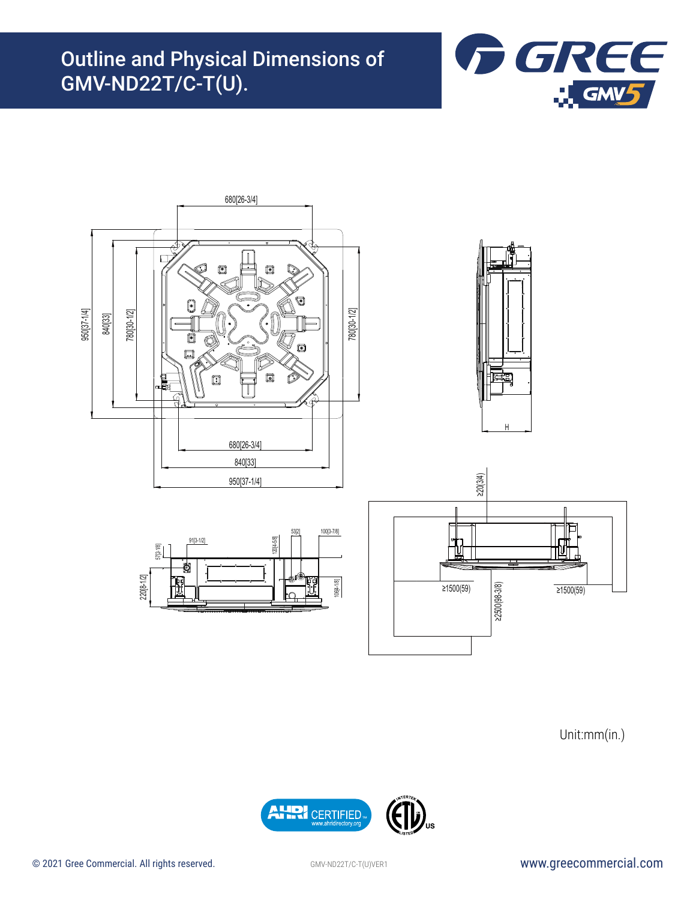# Outline and Physical Dimensions of GMV-ND22T/C-T(U).

680[26-3/4]

950[37-1/4]

840[33]

780[30-1/2]

780[30-1/2]

680[26-3/4]

840[33]

950[37-1/4]

H

≥20(3/4)

91[3-1/2]

57[2-1/8]

120[4-5/8]

53[2]

100[3-7/8]

220[8-1/2]

106[4-1/8]

≥1500(59)

≥2500(98-3/8)

≥1500(59)

Unit:mm(in.)

© 2021 Gree Commercial. All rights reserved.

GMV-ND22T/C-T(U)VER1

www.greecommercial.com